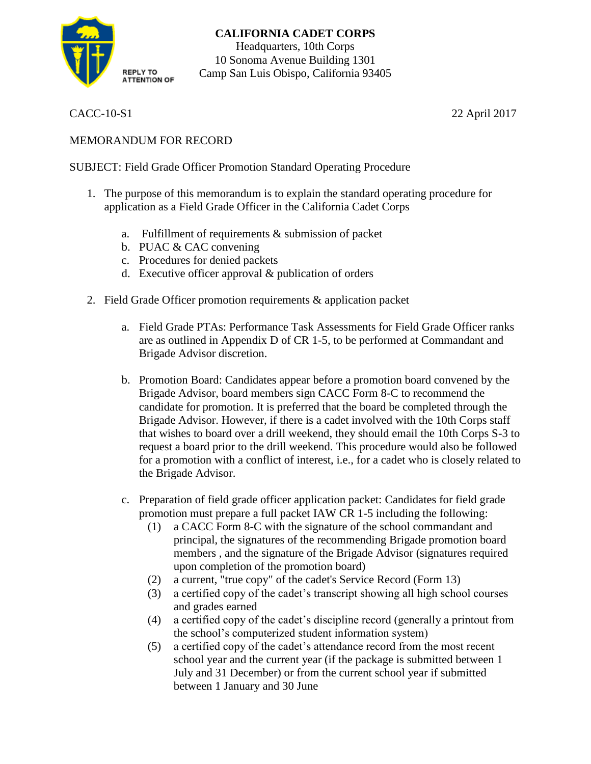**CALIFORNIA CADET CORPS**
Headquarters, 10th Corps
10 Sonoma Avenue Building 1301
Camp San Luis Obispo, California 93405

REPLY TO ATTENTION OF

CACC-10-S1 22 April 2017

MEMORANDUM FOR RECORD

SUBJECT: Field Grade Officer Promotion Standard Operating Procedure

1. The purpose of this memorandum is to explain the standard operating procedure for application as a Field Grade Officer in the California Cadet Corps

   a. Fulfillment of requirements & submission of packet
   b. PUAC & CAC convening
   c. Procedures for denied packets
   d. Executive officer approval & publication of orders

2. Field Grade Officer promotion requirements & application packet

   a. Field Grade PTAs: Performance Task Assessments for Field Grade Officer ranks are as outlined in Appendix D of CR 1-5, to be performed at Commandant and Brigade Advisor discretion.

   b. Promotion Board: Candidates appear before a promotion board convened by the Brigade Advisor, board members sign CACC Form 8-C to recommend the candidate for promotion. It is preferred that the board be completed through the Brigade Advisor. However, if there is a cadet involved with the 10th Corps staff that wishes to board over a drill weekend, they should email the 10th Corps S-3 to request a board prior to the drill weekend. This procedure would also be followed for a promotion with a conflict of interest, i.e., for a cadet who is closely related to the Brigade Advisor.

   c. Preparation of field grade officer application packet: Candidates for field grade promotion must prepare a full packet IAW CR 1-5 including the following:
      (1) a CACC Form 8-C with the signature of the school commandant and principal, the signatures of the recommending Brigade promotion board members , and the signature of the Brigade Advisor (signatures required upon completion of the promotion board)
      (2) a current, "true copy" of the cadet's Service Record (Form 13)
      (3) a certified copy of the cadet's transcript showing all high school courses and grades earned
      (4) a certified copy of the cadet's discipline record (generally a printout from the school's computerized student information system)
      (5) a certified copy of the cadet's attendance record from the most recent school year and the current year (if the package is submitted between 1 July and 31 December) or from the current school year if submitted between 1 January and 30 June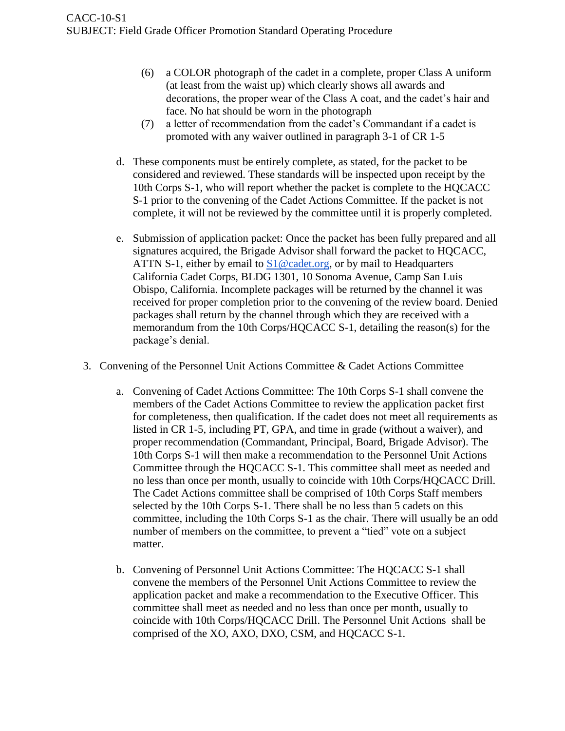(6) a COLOR photograph of the cadet in a complete, proper Class A uniform (at least from the waist up) which clearly shows all awards and decorations, the proper wear of the Class A coat, and the cadet's hair and face. No hat should be worn in the photograph

(7) a letter of recommendation from the cadet's Commandant if a cadet is promoted with any waiver outlined in paragraph 3-1 of CR 1-5

d. These components must be entirely complete, as stated, for the packet to be considered and reviewed. These standards will be inspected upon receipt by the 10th Corps S-1, who will report whether the packet is complete to the HQCACC S-1 prior to the convening of the Cadet Actions Committee. If the packet is not complete, it will not be reviewed by the committee until it is properly completed.

e. Submission of application packet: Once the packet has been fully prepared and all signatures acquired, the Brigade Advisor shall forward the packet to HQCACC, ATTN S-1, either by email to S1@cadet.org, or by mail to Headquarters California Cadet Corps, BLDG 1301, 10 Sonoma Avenue, Camp San Luis Obispo, California. Incomplete packages will be returned by the channel it was received for proper completion prior to the convening of the review board. Denied packages shall return by the channel through which they are received with a memorandum from the 10th Corps/HQCACC S-1, detailing the reason(s) for the package's denial.

3. Convening of the Personnel Unit Actions Committee & Cadet Actions Committee

a. Convening of Cadet Actions Committee: The 10th Corps S-1 shall convene the members of the Cadet Actions Committee to review the application packet first for completeness, then qualification. If the cadet does not meet all requirements as listed in CR 1-5, including PT, GPA, and time in grade (without a waiver), and proper recommendation (Commandant, Principal, Board, Brigade Advisor). The 10th Corps S-1 will then make a recommendation to the Personnel Unit Actions Committee through the HQCACC S-1. This committee shall meet as needed and no less than once per month, usually to coincide with 10th Corps/HQCACC Drill. The Cadet Actions committee shall be comprised of 10th Corps Staff members selected by the 10th Corps S-1. There shall be no less than 5 cadets on this committee, including the 10th Corps S-1 as the chair. There will usually be an odd number of members on the committee, to prevent a "tied" vote on a subject matter.

b. Convening of Personnel Unit Actions Committee: The HQCACC S-1 shall convene the members of the Personnel Unit Actions Committee to review the application packet and make a recommendation to the Executive Officer. This committee shall meet as needed and no less than once per month, usually to coincide with 10th Corps/HQCACC Drill. The Personnel Unit Actions shall be comprised of the XO, AXO, DXO, CSM, and HQCACC S-1.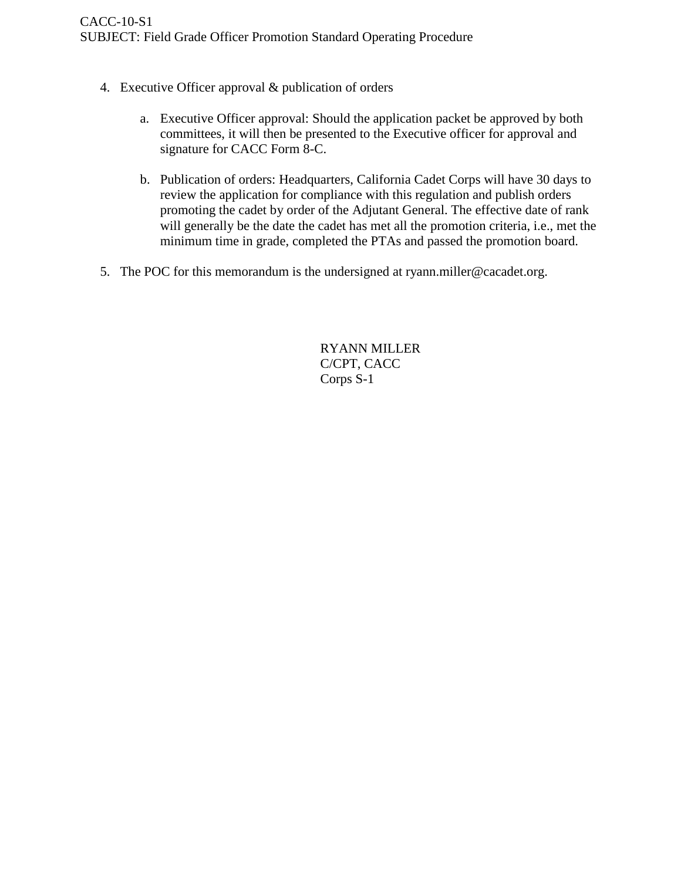4. Executive Officer approval & publication of orders

   a. Executive Officer approval: Should the application packet be approved by both committees, it will then be presented to the Executive officer for approval and signature for CACC Form 8-C.

   b. Publication of orders: Headquarters, California Cadet Corps will have 30 days to review the application for compliance with this regulation and publish orders promoting the cadet by order of the Adjutant General. The effective date of rank will generally be the date the cadet has met all the promotion criteria, i.e., met the minimum time in grade, completed the PTAs and passed the promotion board.

5. The POC for this memorandum is the undersigned at ryann.miller@cacadet.org.

RYANN MILLER
C/CPT, CACC
Corps S-1